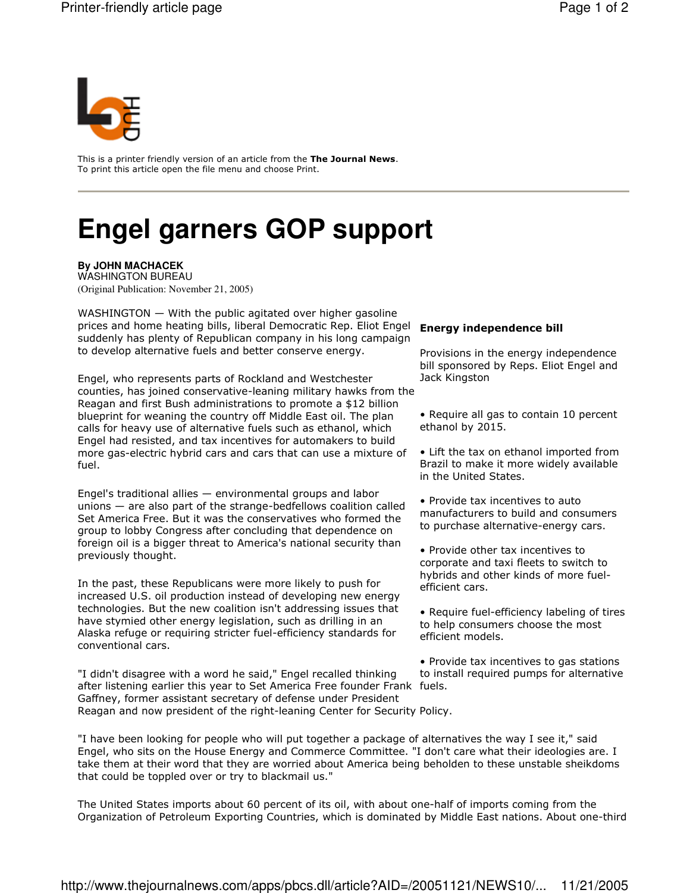This is a printer friendly version of an article from the **The Journal News**.
To print this article open the file menu and choose Print.

# Engel garners GOP support

**By JOHN MACHACEK**
WASHINGTON BUREAU
(Original Publication: November 21, 2005)

WASHINGTON — With the public agitated over higher gasoline prices and home heating bills, liberal Democratic Rep. Eliot Engel suddenly has plenty of Republican company in his long campaign to develop alternative fuels and better conserve energy.

Engel, who represents parts of Rockland and Westchester counties, has joined conservative-leaning military hawks from the Reagan and first Bush administrations to promote a $12 billion blueprint for weaning the country off Middle East oil. The plan calls for heavy use of alternative fuels such as ethanol, which Engel had resisted, and tax incentives for automakers to build more gas-electric hybrid cars and cars that can use a mixture of fuel.

Engel's traditional allies — environmental groups and labor unions — are also part of the strange-bedfellows coalition called Set America Free. But it was the conservatives who formed the group to lobby Congress after concluding that dependence on foreign oil is a bigger threat to America's national security than previously thought.

In the past, these Republicans were more likely to push for increased U.S. oil production instead of developing new energy technologies. But the new coalition isn't addressing issues that have stymied other energy legislation, such as drilling in an Alaska refuge or requiring stricter fuel-efficiency standards for conventional cars.

"I didn't disagree with a word he said," Engel recalled thinking after listening earlier this year to Set America Free founder Frank Gaffney, former assistant secretary of defense under President Reagan and now president of the right-leaning Center for Security Policy.

"I have been looking for people who will put together a package of alternatives the way I see it," said Engel, who sits on the House Energy and Commerce Committee. "I don't care what their ideologies are. I take them at their word that they are worried about America being beholden to these unstable sheikdoms that could be toppled over or try to blackmail us."

The United States imports about 60 percent of its oil, with about one-half of imports coming from the Organization of Petroleum Exporting Countries, which is dominated by Middle East nations. About one-third

**Energy independence bill**

Provisions in the energy independence bill sponsored by Reps. Eliot Engel and Jack Kingston

- Require all gas to contain 10 percent ethanol by 2015.
- Lift the tax on ethanol imported from Brazil to make it more widely available in the United States.
- Provide tax incentives to auto manufacturers to build and consumers to purchase alternative-energy cars.
- Provide other tax incentives to corporate and taxi fleets to switch to hybrids and other kinds of more fuel-efficient cars.
- Require fuel-efficiency labeling of tires to help consumers choose the most efficient models.
- Provide tax incentives to gas stations to install required pumps for alternative fuels.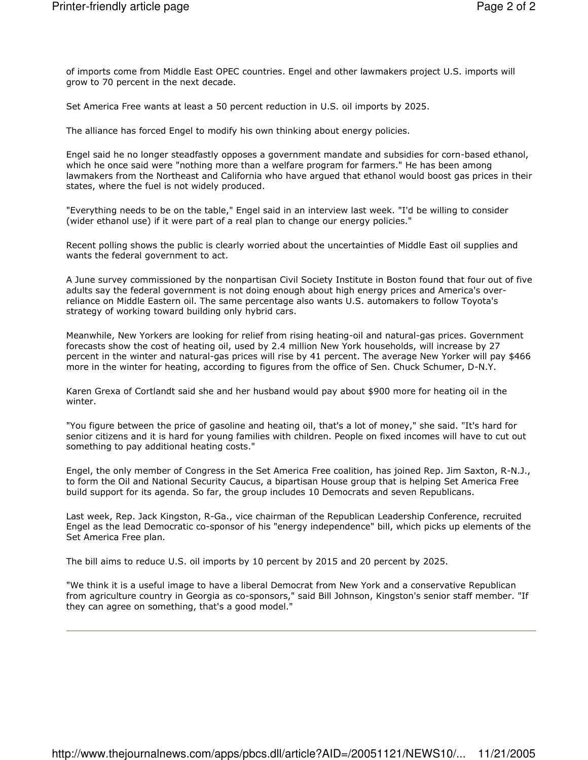of imports come from Middle East OPEC countries. Engel and other lawmakers project U.S. imports will grow to 70 percent in the next decade.

Set America Free wants at least a 50 percent reduction in U.S. oil imports by 2025.

The alliance has forced Engel to modify his own thinking about energy policies.

Engel said he no longer steadfastly opposes a government mandate and subsidies for corn-based ethanol, which he once said were "nothing more than a welfare program for farmers." He has been among lawmakers from the Northeast and California who have argued that ethanol would boost gas prices in their states, where the fuel is not widely produced.

"Everything needs to be on the table," Engel said in an interview last week. "I'd be willing to consider (wider ethanol use) if it were part of a real plan to change our energy policies."

Recent polling shows the public is clearly worried about the uncertainties of Middle East oil supplies and wants the federal government to act.

A June survey commissioned by the nonpartisan Civil Society Institute in Boston found that four out of five adults say the federal government is not doing enough about high energy prices and America's over-reliance on Middle Eastern oil. The same percentage also wants U.S. automakers to follow Toyota's strategy of working toward building only hybrid cars.

Meanwhile, New Yorkers are looking for relief from rising heating-oil and natural-gas prices. Government forecasts show the cost of heating oil, used by 2.4 million New York households, will increase by 27 percent in the winter and natural-gas prices will rise by 41 percent. The average New Yorker will pay $466 more in the winter for heating, according to figures from the office of Sen. Chuck Schumer, D-N.Y.

Karen Grexa of Cortlandt said she and her husband would pay about $900 more for heating oil in the winter.

"You figure between the price of gasoline and heating oil, that's a lot of money," she said. "It's hard for senior citizens and it is hard for young families with children. People on fixed incomes will have to cut out something to pay additional heating costs."

Engel, the only member of Congress in the Set America Free coalition, has joined Rep. Jim Saxton, R-N.J., to form the Oil and National Security Caucus, a bipartisan House group that is helping Set America Free build support for its agenda. So far, the group includes 10 Democrats and seven Republicans.

Last week, Rep. Jack Kingston, R-Ga., vice chairman of the Republican Leadership Conference, recruited Engel as the lead Democratic co-sponsor of his "energy independence" bill, which picks up elements of the Set America Free plan.

The bill aims to reduce U.S. oil imports by 10 percent by 2015 and 20 percent by 2025.

"We think it is a useful image to have a liberal Democrat from New York and a conservative Republican from agriculture country in Georgia as co-sponsors," said Bill Johnson, Kingston's senior staff member. "If they can agree on something, that's a good model."